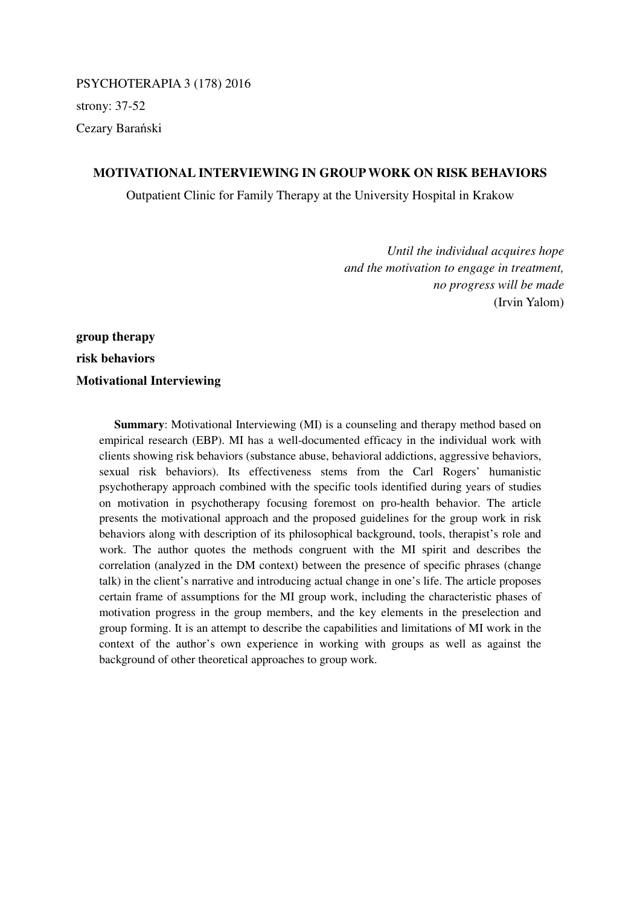PSYCHOTERAPIA 3 (178) 2016

strony: 37-52

Cezary Barański

# MOTIVATIONAL INTERVIEWING IN GROUP WORK ON RISK BEHAVIORS

Outpatient Clinic for Family Therapy at the University Hospital in Krakow

> *Until the individual acquires hope*
> *and the motivation to engage in treatment,*
> *no progress will be made*
> (Irvin Yalom)

**group therapy**

**risk behaviors**

**Motivational Interviewing**

**Summary**: Motivational Interviewing (MI) is a counseling and therapy method based on empirical research (EBP). MI has a well-documented efficacy in the individual work with clients showing risk behaviors (substance abuse, behavioral addictions, aggressive behaviors, sexual risk behaviors). Its effectiveness stems from the Carl Rogers' humanistic psychotherapy approach combined with the specific tools identified during years of studies on motivation in psychotherapy focusing foremost on pro-health behavior. The article presents the motivational approach and the proposed guidelines for the group work in risk behaviors along with description of its philosophical background, tools, therapist's role and work. The author quotes the methods congruent with the MI spirit and describes the correlation (analyzed in the DM context) between the presence of specific phrases (change talk) in the client's narrative and introducing actual change in one's life. The article proposes certain frame of assumptions for the MI group work, including the characteristic phases of motivation progress in the group members, and the key elements in the preselection and group forming. It is an attempt to describe the capabilities and limitations of MI work in the context of the author's own experience in working with groups as well as against the background of other theoretical approaches to group work.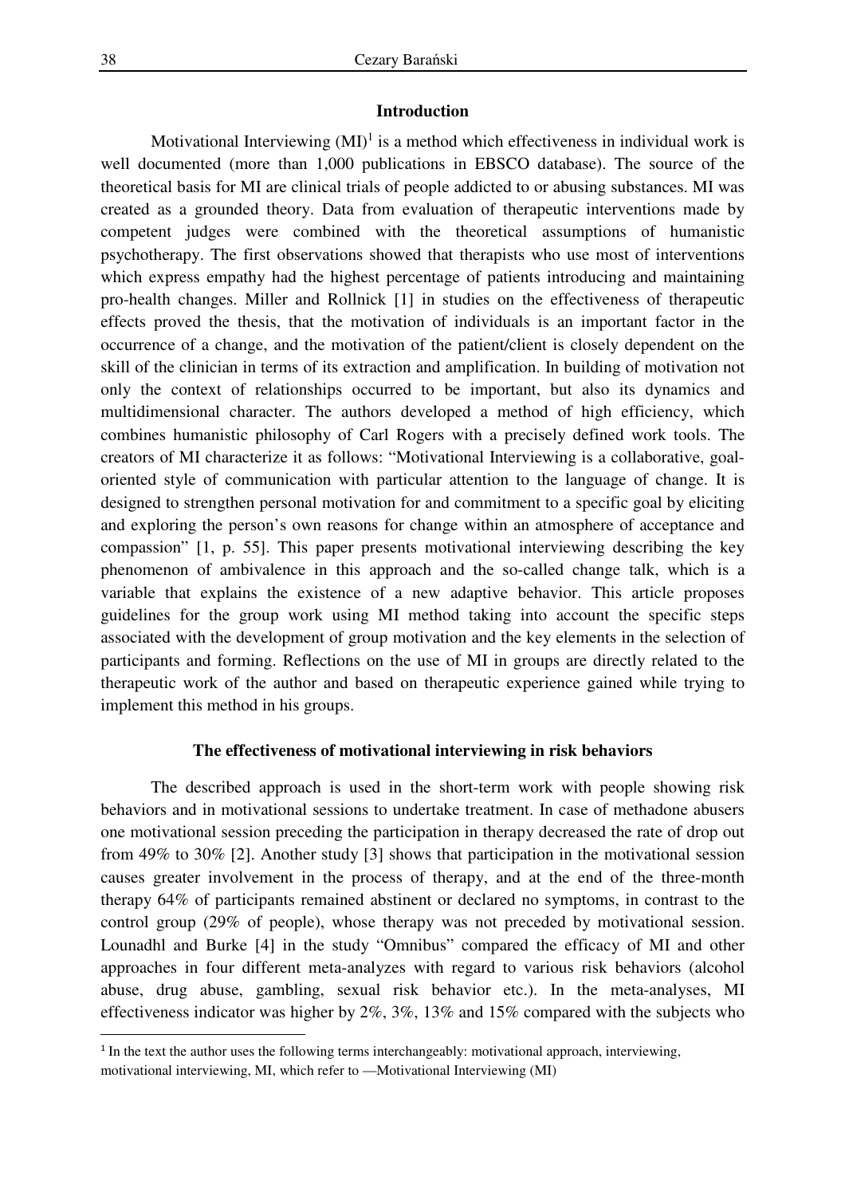## Introduction

Motivational Interviewing (MI)[1] is a method which effectiveness in individual work is well documented (more than 1,000 publications in EBSCO database). The source of the theoretical basis for MI are clinical trials of people addicted to or abusing substances. MI was created as a grounded theory. Data from evaluation of therapeutic interventions made by competent judges were combined with the theoretical assumptions of humanistic psychotherapy. The first observations showed that therapists who use most of interventions which express empathy had the highest percentage of patients introducing and maintaining pro-health changes. Miller and Rollnick [1] in studies on the effectiveness of therapeutic effects proved the thesis, that the motivation of individuals is an important factor in the occurrence of a change, and the motivation of the patient/client is closely dependent on the skill of the clinician in terms of its extraction and amplification. In building of motivation not only the context of relationships occurred to be important, but also its dynamics and multidimensional character. The authors developed a method of high efficiency, which combines humanistic philosophy of Carl Rogers with a precisely defined work tools. The creators of MI characterize it as follows: "Motivational Interviewing is a collaborative, goal-oriented style of communication with particular attention to the language of change. It is designed to strengthen personal motivation for and commitment to a specific goal by eliciting and exploring the person's own reasons for change within an atmosphere of acceptance and compassion" [1, p. 55]. This paper presents motivational interviewing describing the key phenomenon of ambivalence in this approach and the so-called change talk, which is a variable that explains the existence of a new adaptive behavior. This article proposes guidelines for the group work using MI method taking into account the specific steps associated with the development of group motivation and the key elements in the selection of participants and forming. Reflections on the use of MI in groups are directly related to the therapeutic work of the author and based on therapeutic experience gained while trying to implement this method in his groups.

## The effectiveness of motivational interviewing in risk behaviors

The described approach is used in the short-term work with people showing risk behaviors and in motivational sessions to undertake treatment. In case of methadone abusers one motivational session preceding the participation in therapy decreased the rate of drop out from 49% to 30% [2]. Another study [3] shows that participation in the motivational session causes greater involvement in the process of therapy, and at the end of the three-month therapy 64% of participants remained abstinent or declared no symptoms, in contrast to the control group (29% of people), whose therapy was not preceded by motivational session. Lounadhl and Burke [4] in the study "Omnibus" compared the efficacy of MI and other approaches in four different meta-analyzes with regard to various risk behaviors (alcohol abuse, drug abuse, gambling, sexual risk behavior etc.). In the meta-analyses, MI effectiveness indicator was higher by 2%, 3%, 13% and 15% compared with the subjects who

---

[1] In the text the author uses the following terms interchangeably: motivational approach, interviewing, motivational interviewing, MI, which refer to —Motivational Interviewing (MI)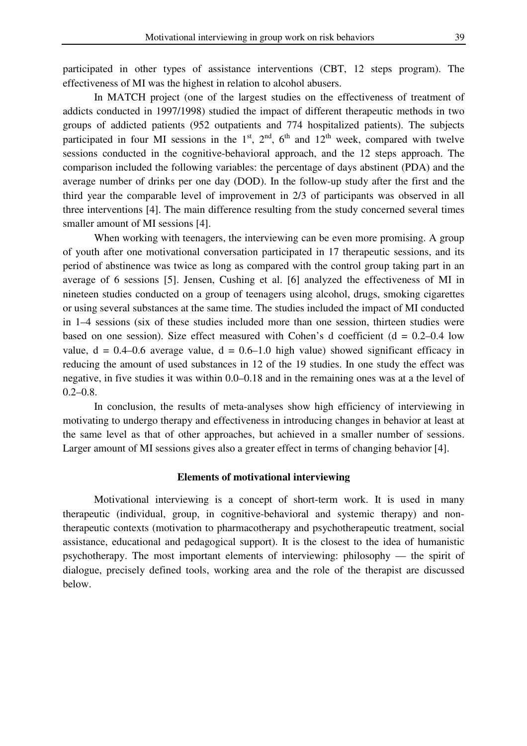participated in other types of assistance interventions (CBT, 12 steps program). The effectiveness of MI was the highest in relation to alcohol abusers.

In MATCH project (one of the largest studies on the effectiveness of treatment of addicts conducted in 1997/1998) studied the impact of different therapeutic methods in two groups of addicted patients (952 outpatients and 774 hospitalized patients). The subjects participated in four MI sessions in the 1st, 2nd, 6th and 12th week, compared with twelve sessions conducted in the cognitive-behavioral approach, and the 12 steps approach. The comparison included the following variables: the percentage of days abstinent (PDA) and the average number of drinks per one day (DOD). In the follow-up study after the first and the third year the comparable level of improvement in 2/3 of participants was observed in all three interventions [4]. The main difference resulting from the study concerned several times smaller amount of MI sessions [4].

When working with teenagers, the interviewing can be even more promising. A group of youth after one motivational conversation participated in 17 therapeutic sessions, and its period of abstinence was twice as long as compared with the control group taking part in an average of 6 sessions [5]. Jensen, Cushing et al. [6] analyzed the effectiveness of MI in nineteen studies conducted on a group of teenagers using alcohol, drugs, smoking cigarettes or using several substances at the same time. The studies included the impact of MI conducted in 1–4 sessions (six of these studies included more than one session, thirteen studies were based on one session). Size effect measured with Cohen's d coefficient ($d = 0.2–0.4$ low value, $d = 0.4–0.6$ average value, $d = 0.6–1.0$ high value) showed significant efficacy in reducing the amount of used substances in 12 of the 19 studies. In one study the effect was negative, in five studies it was within 0.0–0.18 and in the remaining ones was at a the level of 0.2–0.8.

In conclusion, the results of meta-analyses show high efficiency of interviewing in motivating to undergo therapy and effectiveness in introducing changes in behavior at least at the same level as that of other approaches, but achieved in a smaller number of sessions. Larger amount of MI sessions gives also a greater effect in terms of changing behavior [4].

## Elements of motivational interviewing

Motivational interviewing is a concept of short-term work. It is used in many therapeutic (individual, group, in cognitive-behavioral and systemic therapy) and non-therapeutic contexts (motivation to pharmacotherapy and psychotherapeutic treatment, social assistance, educational and pedagogical support). It is the closest to the idea of humanistic psychotherapy. The most important elements of interviewing: philosophy — the spirit of dialogue, precisely defined tools, working area and the role of the therapist are discussed below.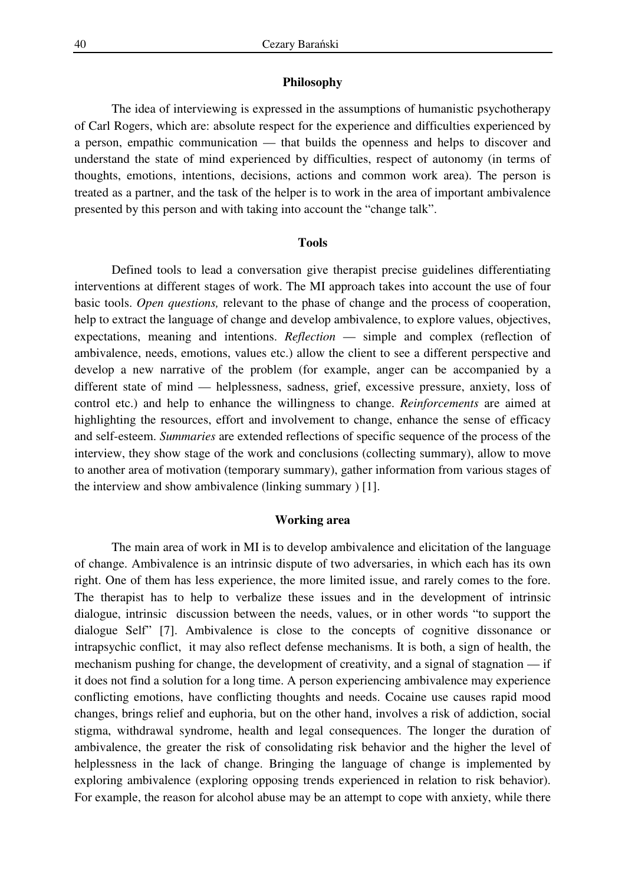## Philosophy

The idea of interviewing is expressed in the assumptions of humanistic psychotherapy of Carl Rogers, which are: absolute respect for the experience and difficulties experienced by a person, empathic communication — that builds the openness and helps to discover and understand the state of mind experienced by difficulties, respect of autonomy (in terms of thoughts, emotions, intentions, decisions, actions and common work area). The person is treated as a partner, and the task of the helper is to work in the area of important ambivalence presented by this person and with taking into account the "change talk".

## Tools

Defined tools to lead a conversation give therapist precise guidelines differentiating interventions at different stages of work. The MI approach takes into account the use of four basic tools. *Open questions,* relevant to the phase of change and the process of cooperation, help to extract the language of change and develop ambivalence, to explore values, objectives, expectations, meaning and intentions. *Reflection* — simple and complex (reflection of ambivalence, needs, emotions, values etc.) allow the client to see a different perspective and develop a new narrative of the problem (for example, anger can be accompanied by a different state of mind — helplessness, sadness, grief, excessive pressure, anxiety, loss of control etc.) and help to enhance the willingness to change. *Reinforcements* are aimed at highlighting the resources, effort and involvement to change, enhance the sense of efficacy and self-esteem. *Summaries* are extended reflections of specific sequence of the process of the interview, they show stage of the work and conclusions (collecting summary), allow to move to another area of motivation (temporary summary), gather information from various stages of the interview and show ambivalence (linking summary ) [1].

## Working area

The main area of work in MI is to develop ambivalence and elicitation of the language of change. Ambivalence is an intrinsic dispute of two adversaries, in which each has its own right. One of them has less experience, the more limited issue, and rarely comes to the fore. The therapist has to help to verbalize these issues and in the development of intrinsic dialogue, intrinsic discussion between the needs, values, or in other words "to support the dialogue Self" [7]. Ambivalence is close to the concepts of cognitive dissonance or intrapsychic conflict, it may also reflect defense mechanisms. It is both, a sign of health, the mechanism pushing for change, the development of creativity, and a signal of stagnation — if it does not find a solution for a long time. A person experiencing ambivalence may experience conflicting emotions, have conflicting thoughts and needs. Cocaine use causes rapid mood changes, brings relief and euphoria, but on the other hand, involves a risk of addiction, social stigma, withdrawal syndrome, health and legal consequences. The longer the duration of ambivalence, the greater the risk of consolidating risk behavior and the higher the level of helplessness in the lack of change. Bringing the language of change is implemented by exploring ambivalence (exploring opposing trends experienced in relation to risk behavior). For example, the reason for alcohol abuse may be an attempt to cope with anxiety, while there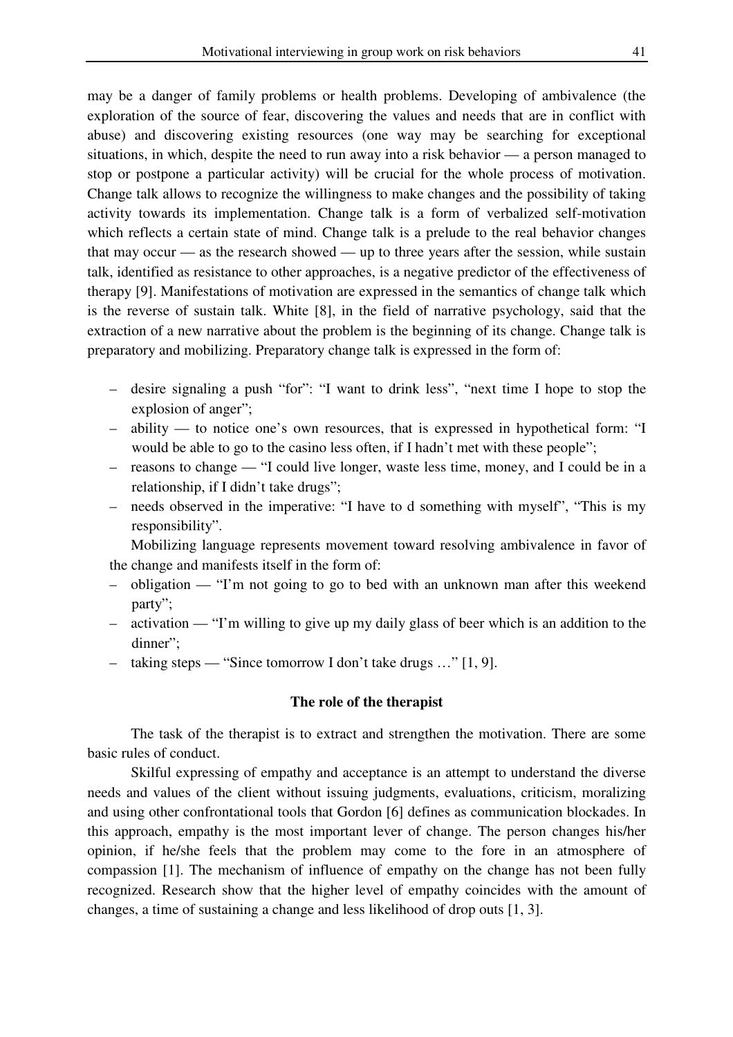may be a danger of family problems or health problems. Developing of ambivalence (the exploration of the source of fear, discovering the values and needs that are in conflict with abuse) and discovering existing resources (one way may be searching for exceptional situations, in which, despite the need to run away into a risk behavior — a person managed to stop or postpone a particular activity) will be crucial for the whole process of motivation. Change talk allows to recognize the willingness to make changes and the possibility of taking activity towards its implementation. Change talk is a form of verbalized self-motivation which reflects a certain state of mind. Change talk is a prelude to the real behavior changes that may occur — as the research showed — up to three years after the session, while sustain talk, identified as resistance to other approaches, is a negative predictor of the effectiveness of therapy [9]. Manifestations of motivation are expressed in the semantics of change talk which is the reverse of sustain talk. White [8], in the field of narrative psychology, said that the extraction of a new narrative about the problem is the beginning of its change. Change talk is preparatory and mobilizing. Preparatory change talk is expressed in the form of:

- desire signaling a push "for": "I want to drink less", "next time I hope to stop the explosion of anger";
- ability — to notice one's own resources, that is expressed in hypothetical form: "I would be able to go to the casino less often, if I hadn't met with these people";
- reasons to change — "I could live longer, waste less time, money, and I could be in a relationship, if I didn't take drugs";
- needs observed in the imperative: "I have to d something with myself", "This is my responsibility".

Mobilizing language represents movement toward resolving ambivalence in favor of the change and manifests itself in the form of:

- obligation — "I'm not going to go to bed with an unknown man after this weekend party";
- activation — "I'm willing to give up my daily glass of beer which is an addition to the dinner";
- taking steps — "Since tomorrow I don't take drugs …" [1, 9].

## The role of the therapist

The task of the therapist is to extract and strengthen the motivation. There are some basic rules of conduct.

Skilful expressing of empathy and acceptance is an attempt to understand the diverse needs and values of the client without issuing judgments, evaluations, criticism, moralizing and using other confrontational tools that Gordon [6] defines as communication blockades. In this approach, empathy is the most important lever of change. The person changes his/her opinion, if he/she feels that the problem may come to the fore in an atmosphere of compassion [1]. The mechanism of influence of empathy on the change has not been fully recognized. Research show that the higher level of empathy coincides with the amount of changes, a time of sustaining a change and less likelihood of drop outs [1, 3].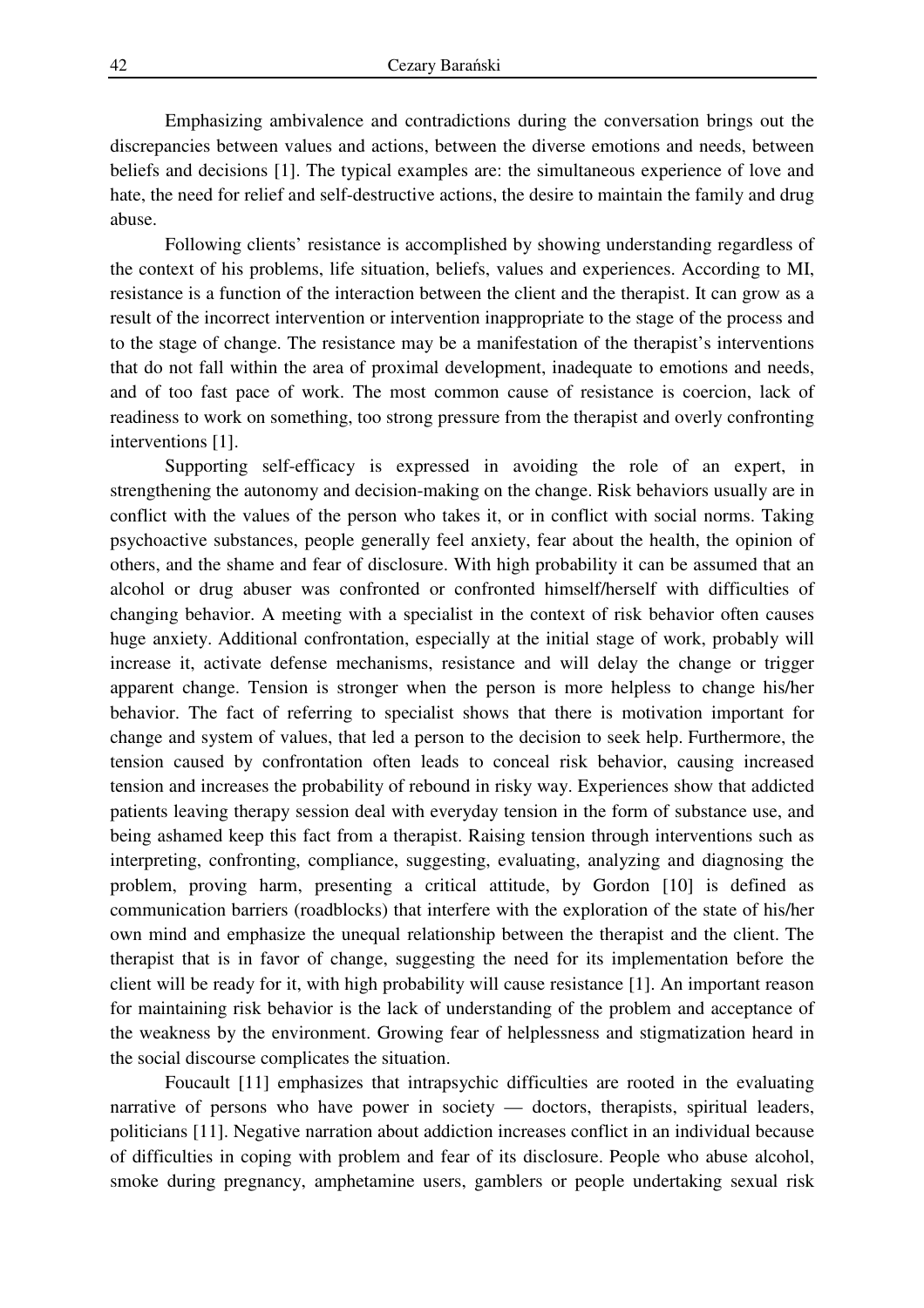Emphasizing ambivalence and contradictions during the conversation brings out the discrepancies between values and actions, between the diverse emotions and needs, between beliefs and decisions [1]. The typical examples are: the simultaneous experience of love and hate, the need for relief and self-destructive actions, the desire to maintain the family and drug abuse.

Following clients' resistance is accomplished by showing understanding regardless of the context of his problems, life situation, beliefs, values and experiences. According to MI, resistance is a function of the interaction between the client and the therapist. It can grow as a result of the incorrect intervention or intervention inappropriate to the stage of the process and to the stage of change. The resistance may be a manifestation of the therapist's interventions that do not fall within the area of proximal development, inadequate to emotions and needs, and of too fast pace of work. The most common cause of resistance is coercion, lack of readiness to work on something, too strong pressure from the therapist and overly confronting interventions [1].

Supporting self-efficacy is expressed in avoiding the role of an expert, in strengthening the autonomy and decision-making on the change. Risk behaviors usually are in conflict with the values of the person who takes it, or in conflict with social norms. Taking psychoactive substances, people generally feel anxiety, fear about the health, the opinion of others, and the shame and fear of disclosure. With high probability it can be assumed that an alcohol or drug abuser was confronted or confronted himself/herself with difficulties of changing behavior. A meeting with a specialist in the context of risk behavior often causes huge anxiety. Additional confrontation, especially at the initial stage of work, probably will increase it, activate defense mechanisms, resistance and will delay the change or trigger apparent change. Tension is stronger when the person is more helpless to change his/her behavior. The fact of referring to specialist shows that there is motivation important for change and system of values, that led a person to the decision to seek help. Furthermore, the tension caused by confrontation often leads to conceal risk behavior, causing increased tension and increases the probability of rebound in risky way. Experiences show that addicted patients leaving therapy session deal with everyday tension in the form of substance use, and being ashamed keep this fact from a therapist. Raising tension through interventions such as interpreting, confronting, compliance, suggesting, evaluating, analyzing and diagnosing the problem, proving harm, presenting a critical attitude, by Gordon [10] is defined as communication barriers (roadblocks) that interfere with the exploration of the state of his/her own mind and emphasize the unequal relationship between the therapist and the client. The therapist that is in favor of change, suggesting the need for its implementation before the client will be ready for it, with high probability will cause resistance [1]. An important reason for maintaining risk behavior is the lack of understanding of the problem and acceptance of the weakness by the environment. Growing fear of helplessness and stigmatization heard in the social discourse complicates the situation.

Foucault [11] emphasizes that intrapsychic difficulties are rooted in the evaluating narrative of persons who have power in society — doctors, therapists, spiritual leaders, politicians [11]. Negative narration about addiction increases conflict in an individual because of difficulties in coping with problem and fear of its disclosure. People who abuse alcohol, smoke during pregnancy, amphetamine users, gamblers or people undertaking sexual risk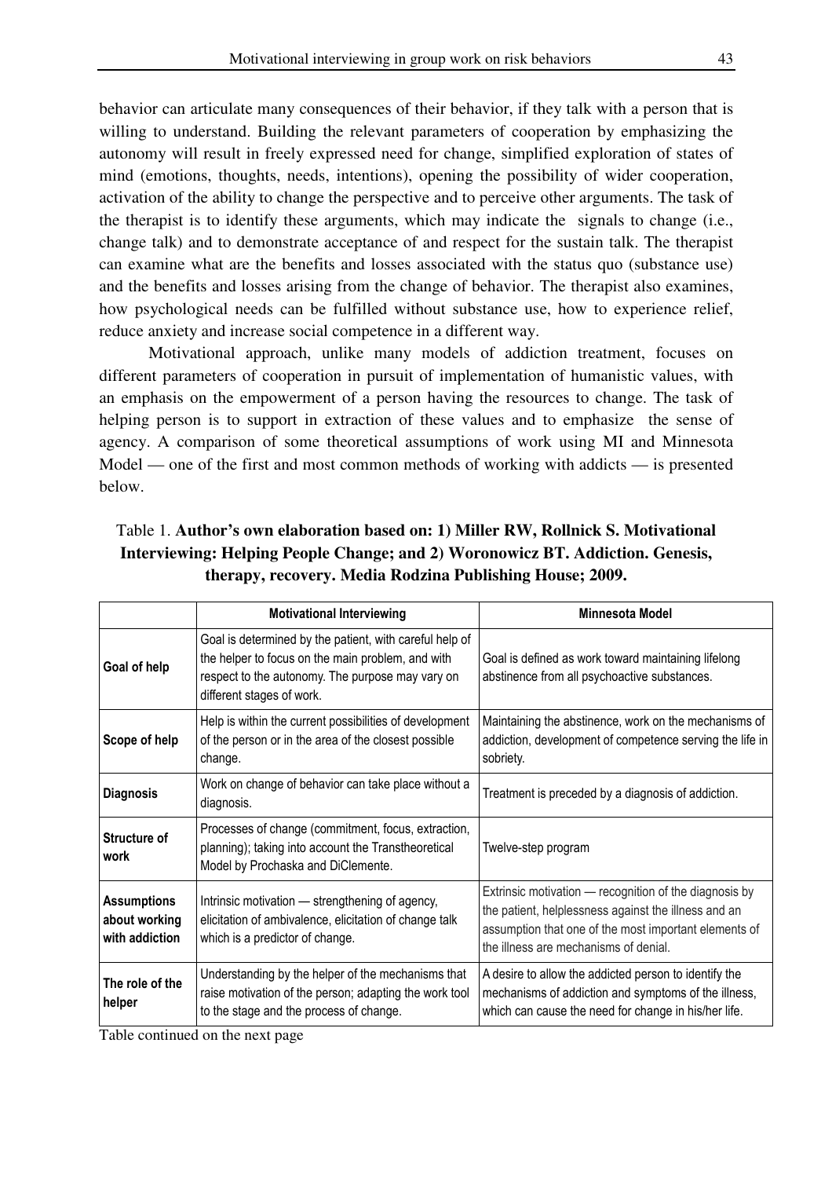behavior can articulate many consequences of their behavior, if they talk with a person that is willing to understand. Building the relevant parameters of cooperation by emphasizing the autonomy will result in freely expressed need for change, simplified exploration of states of mind (emotions, thoughts, needs, intentions), opening the possibility of wider cooperation, activation of the ability to change the perspective and to perceive other arguments. The task of the therapist is to identify these arguments, which may indicate the signals to change (i.e., change talk) and to demonstrate acceptance of and respect for the sustain talk. The therapist can examine what are the benefits and losses associated with the status quo (substance use) and the benefits and losses arising from the change of behavior. The therapist also examines, how psychological needs can be fulfilled without substance use, how to experience relief, reduce anxiety and increase social competence in a different way.

Motivational approach, unlike many models of addiction treatment, focuses on different parameters of cooperation in pursuit of implementation of humanistic values, with an emphasis on the empowerment of a person having the resources to change. The task of helping person is to support in extraction of these values and to emphasize the sense of agency. A comparison of some theoretical assumptions of work using MI and Minnesota Model — one of the first and most common methods of working with addicts — is presented below.

Table 1. **Author's own elaboration based on: 1) Miller RW, Rollnick S. Motivational Interviewing: Helping People Change; and 2) Woronowicz BT. Addiction. Genesis, therapy, recovery. Media Rodzina Publishing House; 2009.**

| | **Motivational Interviewing** | **Minnesota Model** |
|---|---|---|
| **Goal of help** | Goal is determined by the patient, with careful help of the helper to focus on the main problem, and with respect to the autonomy. The purpose may vary on different stages of work. | Goal is defined as work toward maintaining lifelong abstinence from all psychoactive substances. |
| **Scope of help** | Help is within the current possibilities of development of the person or in the area of the closest possible change. | Maintaining the abstinence, work on the mechanisms of addiction, development of competence serving the life in sobriety. |
| **Diagnosis** | Work on change of behavior can take place without a diagnosis. | Treatment is preceded by a diagnosis of addiction. |
| **Structure of work** | Processes of change (commitment, focus, extraction, planning); taking into account the Transtheoretical Model by Prochaska and DiClemente. | Twelve-step program |
| **Assumptions about working with addiction** | Intrinsic motivation — strengthening of agency, elicitation of ambivalence, elicitation of change talk which is a predictor of change. | Extrinsic motivation — recognition of the diagnosis by the patient, helplessness against the illness and an assumption that one of the most important elements of the illness are mechanisms of denial. |
| **The role of the helper** | Understanding by the helper of the mechanisms that raise motivation of the person; adapting the work tool to the stage and the process of change. | A desire to allow the addicted person to identify the mechanisms of addiction and symptoms of the illness, which can cause the need for change in his/her life. |

Table continued on the next page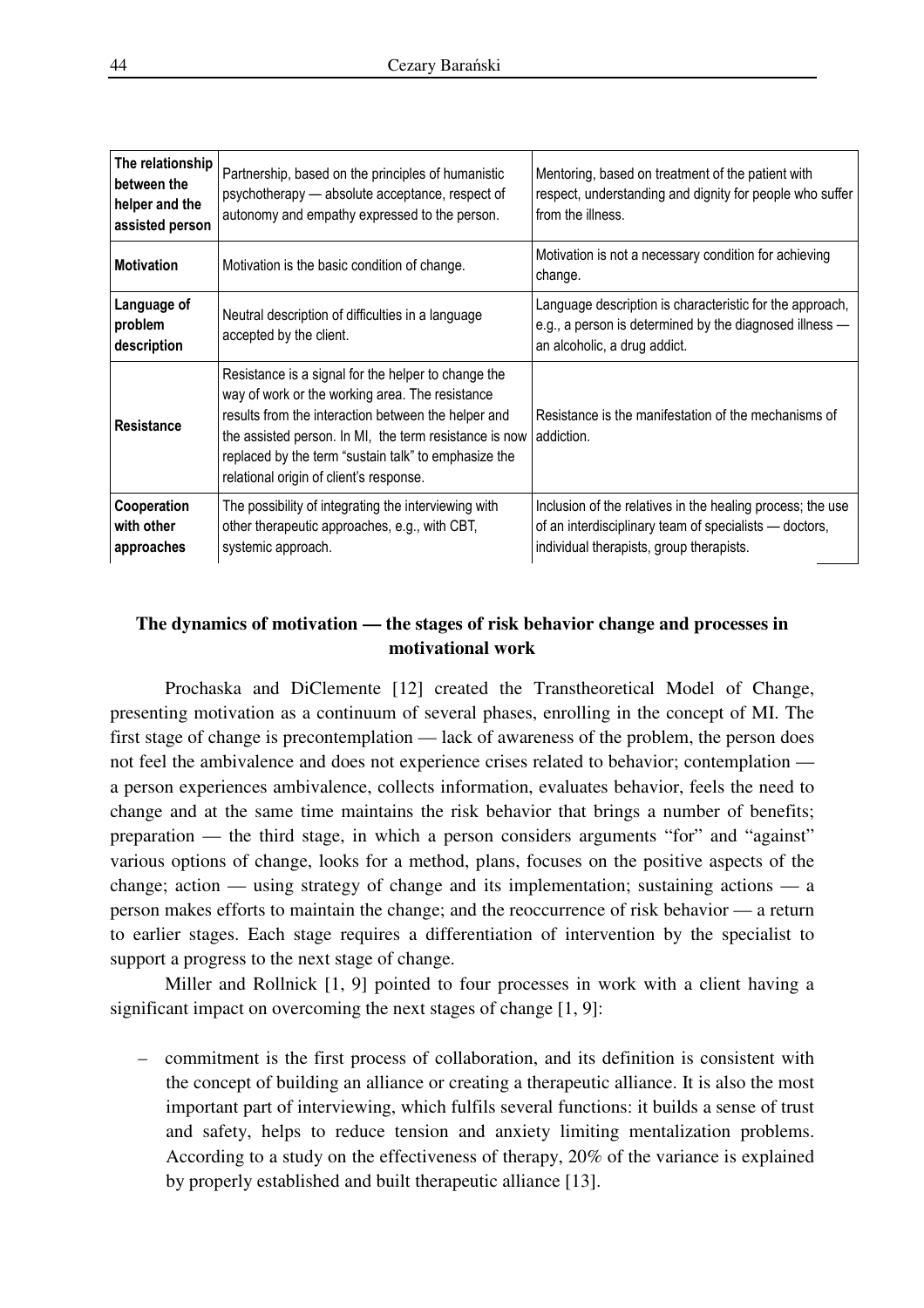| | | |
|---|---|---|
| **The relationship between the helper and the assisted person** | Partnership, based on the principles of humanistic psychotherapy — absolute acceptance, respect of autonomy and empathy expressed to the person. | Mentoring, based on treatment of the patient with respect, understanding and dignity for people who suffer from the illness. |
| **Motivation** | Motivation is the basic condition of change. | Motivation is not a necessary condition for achieving change. |
| **Language of problem description** | Neutral description of difficulties in a language accepted by the client. | Language description is characteristic for the approach, e.g., a person is determined by the diagnosed illness — an alcoholic, a drug addict. |
| **Resistance** | Resistance is a signal for the helper to change the way of work or the working area. The resistance results from the interaction between the helper and the assisted person. In MI, the term resistance is now replaced by the term "sustain talk" to emphasize the relational origin of client's response. | Resistance is the manifestation of the mechanisms of addiction. |
| **Cooperation with other approaches** | The possibility of integrating the interviewing with other therapeutic approaches, e.g., with CBT, systemic approach. | Inclusion of the relatives in the healing process; the use of an interdisciplinary team of specialists — doctors, individual therapists, group therapists. |

## The dynamics of motivation — the stages of risk behavior change and processes in motivational work

Prochaska and DiClemente [12] created the Transtheoretical Model of Change, presenting motivation as a continuum of several phases, enrolling in the concept of MI. The first stage of change is precontemplation — lack of awareness of the problem, the person does not feel the ambivalence and does not experience crises related to behavior; contemplation — a person experiences ambivalence, collects information, evaluates behavior, feels the need to change and at the same time maintains the risk behavior that brings a number of benefits; preparation — the third stage, in which a person considers arguments "for" and "against" various options of change, looks for a method, plans, focuses on the positive aspects of the change; action — using strategy of change and its implementation; sustaining actions — a person makes efforts to maintain the change; and the reoccurrence of risk behavior — a return to earlier stages. Each stage requires a differentiation of intervention by the specialist to support a progress to the next stage of change.

Miller and Rollnick [1, 9] pointed to four processes in work with a client having a significant impact on overcoming the next stages of change [1, 9]:

– commitment is the first process of collaboration, and its definition is consistent with the concept of building an alliance or creating a therapeutic alliance. It is also the most important part of interviewing, which fulfils several functions: it builds a sense of trust and safety, helps to reduce tension and anxiety limiting mentalization problems. According to a study on the effectiveness of therapy, 20% of the variance is explained by properly established and built therapeutic alliance [13].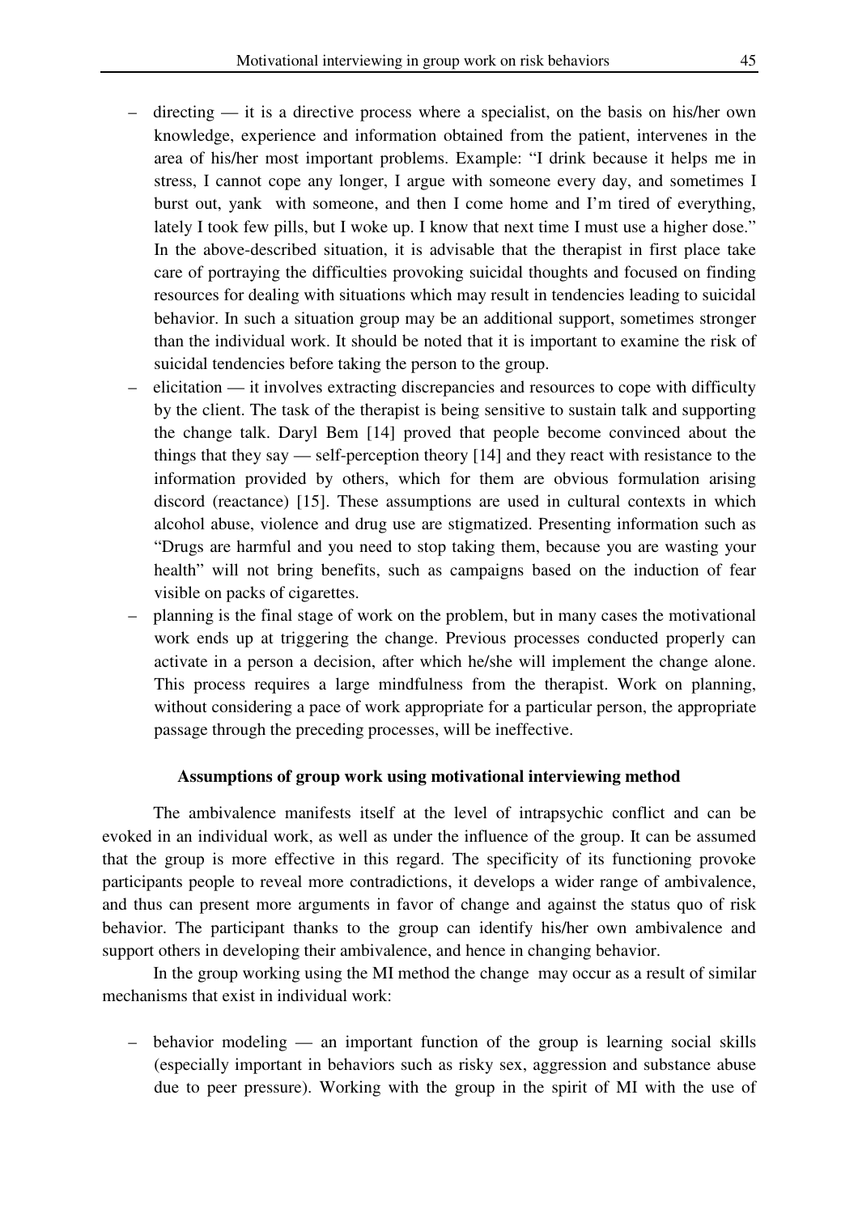- directing — it is a directive process where a specialist, on the basis on his/her own knowledge, experience and information obtained from the patient, intervenes in the area of his/her most important problems. Example: "I drink because it helps me in stress, I cannot cope any longer, I argue with someone every day, and sometimes I burst out, yank with someone, and then I come home and I'm tired of everything, lately I took few pills, but I woke up. I know that next time I must use a higher dose." In the above-described situation, it is advisable that the therapist in first place take care of portraying the difficulties provoking suicidal thoughts and focused on finding resources for dealing with situations which may result in tendencies leading to suicidal behavior. In such a situation group may be an additional support, sometimes stronger than the individual work. It should be noted that it is important to examine the risk of suicidal tendencies before taking the person to the group.
- elicitation — it involves extracting discrepancies and resources to cope with difficulty by the client. The task of the therapist is being sensitive to sustain talk and supporting the change talk. Daryl Bem [14] proved that people become convinced about the things that they say — self-perception theory [14] and they react with resistance to the information provided by others, which for them are obvious formulation arising discord (reactance) [15]. These assumptions are used in cultural contexts in which alcohol abuse, violence and drug use are stigmatized. Presenting information such as "Drugs are harmful and you need to stop taking them, because you are wasting your health" will not bring benefits, such as campaigns based on the induction of fear visible on packs of cigarettes.
- planning is the final stage of work on the problem, but in many cases the motivational work ends up at triggering the change. Previous processes conducted properly can activate in a person a decision, after which he/she will implement the change alone. This process requires a large mindfulness from the therapist. Work on planning, without considering a pace of work appropriate for a particular person, the appropriate passage through the preceding processes, will be ineffective.

## Assumptions of group work using motivational interviewing method

The ambivalence manifests itself at the level of intrapsychic conflict and can be evoked in an individual work, as well as under the influence of the group. It can be assumed that the group is more effective in this regard. The specificity of its functioning provoke participants people to reveal more contradictions, it develops a wider range of ambivalence, and thus can present more arguments in favor of change and against the status quo of risk behavior. The participant thanks to the group can identify his/her own ambivalence and support others in developing their ambivalence, and hence in changing behavior.

In the group working using the MI method the change may occur as a result of similar mechanisms that exist in individual work:

- behavior modeling — an important function of the group is learning social skills (especially important in behaviors such as risky sex, aggression and substance abuse due to peer pressure). Working with the group in the spirit of MI with the use of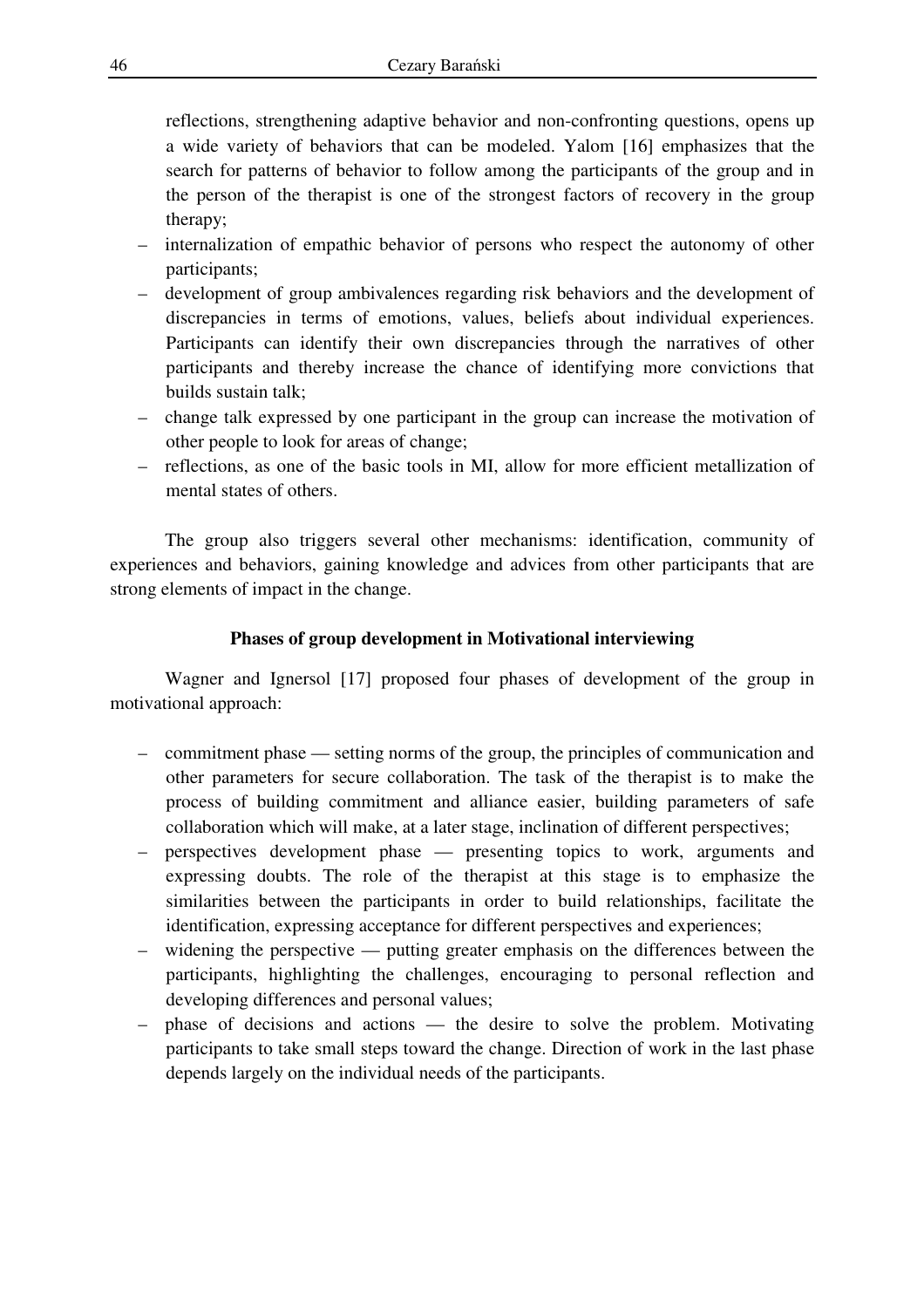reflections, strengthening adaptive behavior and non-confronting questions, opens up a wide variety of behaviors that can be modeled. Yalom [16] emphasizes that the search for patterns of behavior to follow among the participants of the group and in the person of the therapist is one of the strongest factors of recovery in the group therapy;

- internalization of empathic behavior of persons who respect the autonomy of other participants;
- development of group ambivalences regarding risk behaviors and the development of discrepancies in terms of emotions, values, beliefs about individual experiences. Participants can identify their own discrepancies through the narratives of other participants and thereby increase the chance of identifying more convictions that builds sustain talk;
- change talk expressed by one participant in the group can increase the motivation of other people to look for areas of change;
- reflections, as one of the basic tools in MI, allow for more efficient metallization of mental states of others.

The group also triggers several other mechanisms: identification, community of experiences and behaviors, gaining knowledge and advices from other participants that are strong elements of impact in the change.

### Phases of group development in Motivational interviewing

Wagner and Ignersol [17] proposed four phases of development of the group in motivational approach:

- commitment phase — setting norms of the group, the principles of communication and other parameters for secure collaboration. The task of the therapist is to make the process of building commitment and alliance easier, building parameters of safe collaboration which will make, at a later stage, inclination of different perspectives;
- perspectives development phase — presenting topics to work, arguments and expressing doubts. The role of the therapist at this stage is to emphasize the similarities between the participants in order to build relationships, facilitate the identification, expressing acceptance for different perspectives and experiences;
- widening the perspective — putting greater emphasis on the differences between the participants, highlighting the challenges, encouraging to personal reflection and developing differences and personal values;
- phase of decisions and actions — the desire to solve the problem. Motivating participants to take small steps toward the change. Direction of work in the last phase depends largely on the individual needs of the participants.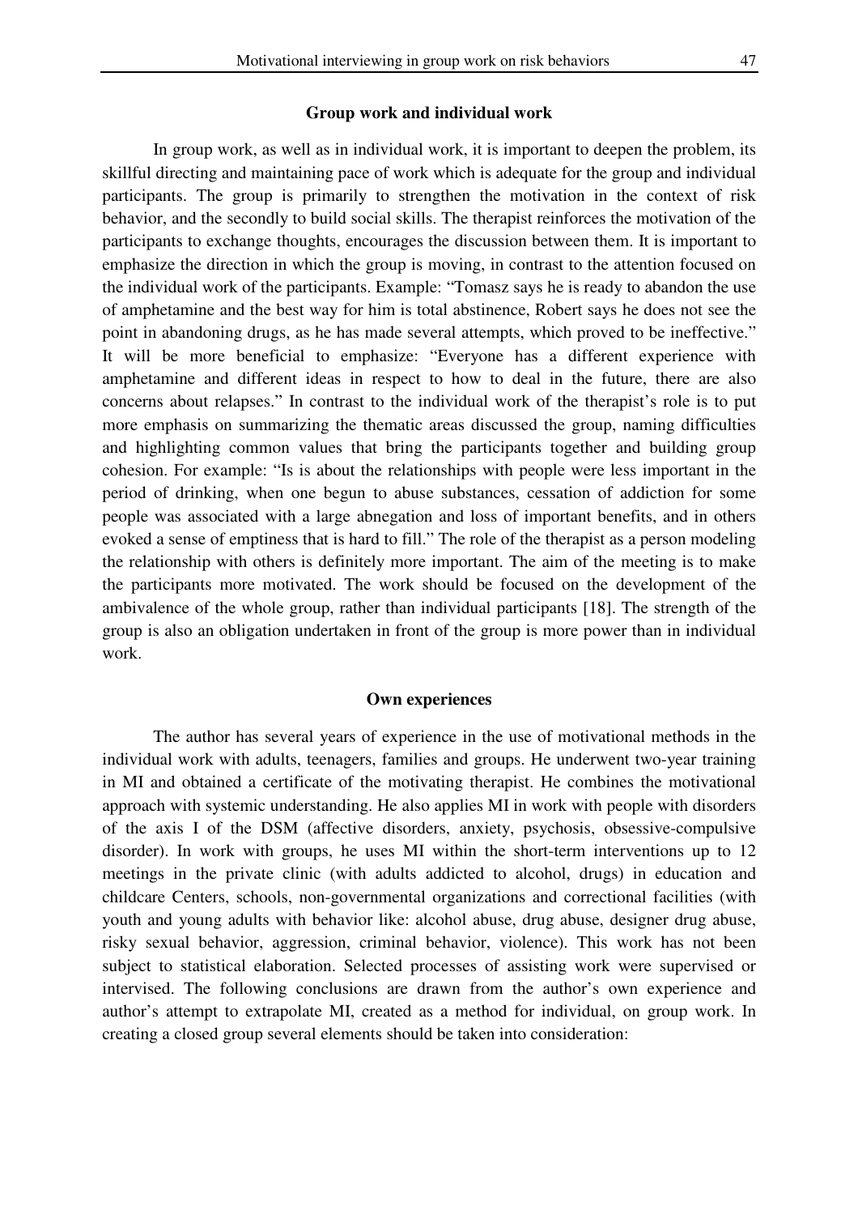## Group work and individual work

In group work, as well as in individual work, it is important to deepen the problem, its skillful directing and maintaining pace of work which is adequate for the group and individual participants. The group is primarily to strengthen the motivation in the context of risk behavior, and the secondly to build social skills. The therapist reinforces the motivation of the participants to exchange thoughts, encourages the discussion between them. It is important to emphasize the direction in which the group is moving, in contrast to the attention focused on the individual work of the participants. Example: "Tomasz says he is ready to abandon the use of amphetamine and the best way for him is total abstinence, Robert says he does not see the point in abandoning drugs, as he has made several attempts, which proved to be ineffective." It will be more beneficial to emphasize: "Everyone has a different experience with amphetamine and different ideas in respect to how to deal in the future, there are also concerns about relapses." In contrast to the individual work of the therapist's role is to put more emphasis on summarizing the thematic areas discussed the group, naming difficulties and highlighting common values that bring the participants together and building group cohesion. For example: "Is is about the relationships with people were less important in the period of drinking, when one begun to abuse substances, cessation of addiction for some people was associated with a large abnegation and loss of important benefits, and in others evoked a sense of emptiness that is hard to fill." The role of the therapist as a person modeling the relationship with others is definitely more important. The aim of the meeting is to make the participants more motivated. The work should be focused on the development of the ambivalence of the whole group, rather than individual participants [18]. The strength of the group is also an obligation undertaken in front of the group is more power than in individual work.

## Own experiences

The author has several years of experience in the use of motivational methods in the individual work with adults, teenagers, families and groups. He underwent two-year training in MI and obtained a certificate of the motivating therapist. He combines the motivational approach with systemic understanding. He also applies MI in work with people with disorders of the axis I of the DSM (affective disorders, anxiety, psychosis, obsessive-compulsive disorder). In work with groups, he uses MI within the short-term interventions up to 12 meetings in the private clinic (with adults addicted to alcohol, drugs) in education and childcare Centers, schools, non-governmental organizations and correctional facilities (with youth and young adults with behavior like: alcohol abuse, drug abuse, designer drug abuse, risky sexual behavior, aggression, criminal behavior, violence). This work has not been subject to statistical elaboration. Selected processes of assisting work were supervised or intervised. The following conclusions are drawn from the author's own experience and author's attempt to extrapolate MI, created as a method for individual, on group work. In creating a closed group several elements should be taken into consideration: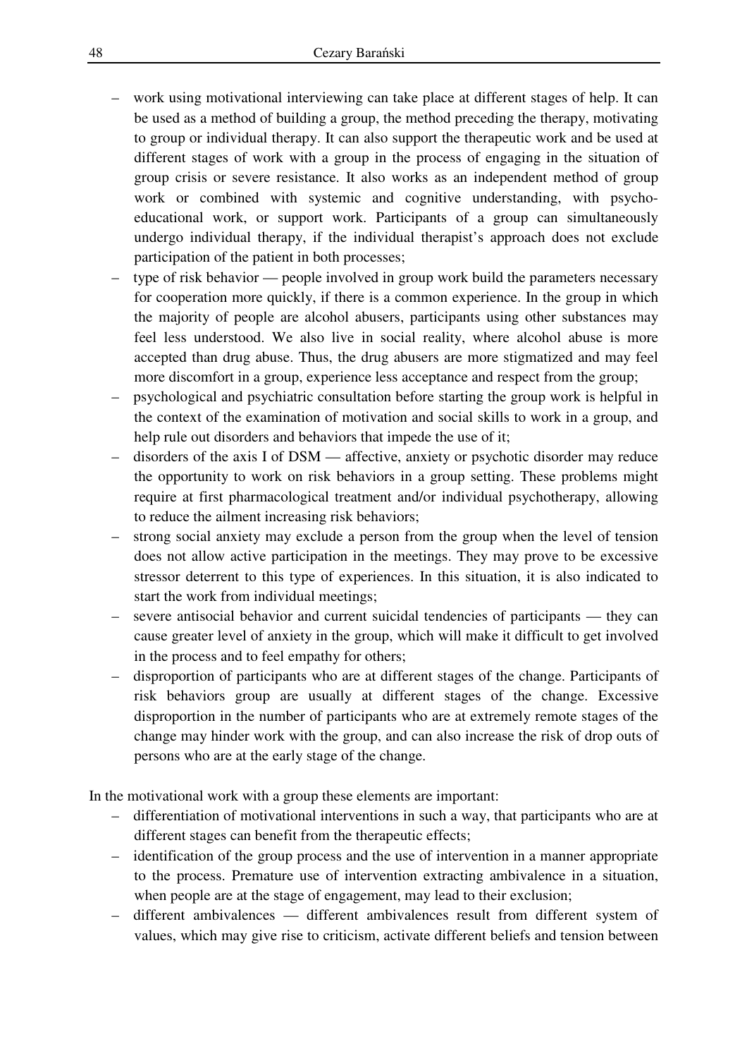- work using motivational interviewing can take place at different stages of help. It can be used as a method of building a group, the method preceding the therapy, motivating to group or individual therapy. It can also support the therapeutic work and be used at different stages of work with a group in the process of engaging in the situation of group crisis or severe resistance. It also works as an independent method of group work or combined with systemic and cognitive understanding, with psycho-educational work, or support work. Participants of a group can simultaneously undergo individual therapy, if the individual therapist's approach does not exclude participation of the patient in both processes;
- type of risk behavior — people involved in group work build the parameters necessary for cooperation more quickly, if there is a common experience. In the group in which the majority of people are alcohol abusers, participants using other substances may feel less understood. We also live in social reality, where alcohol abuse is more accepted than drug abuse. Thus, the drug abusers are more stigmatized and may feel more discomfort in a group, experience less acceptance and respect from the group;
- psychological and psychiatric consultation before starting the group work is helpful in the context of the examination of motivation and social skills to work in a group, and help rule out disorders and behaviors that impede the use of it;
- disorders of the axis I of DSM — affective, anxiety or psychotic disorder may reduce the opportunity to work on risk behaviors in a group setting. These problems might require at first pharmacological treatment and/or individual psychotherapy, allowing to reduce the ailment increasing risk behaviors;
- strong social anxiety may exclude a person from the group when the level of tension does not allow active participation in the meetings. They may prove to be excessive stressor deterrent to this type of experiences. In this situation, it is also indicated to start the work from individual meetings;
- severe antisocial behavior and current suicidal tendencies of participants — they can cause greater level of anxiety in the group, which will make it difficult to get involved in the process and to feel empathy for others;
- disproportion of participants who are at different stages of the change. Participants of risk behaviors group are usually at different stages of the change. Excessive disproportion in the number of participants who are at extremely remote stages of the change may hinder work with the group, and can also increase the risk of drop outs of persons who are at the early stage of the change.

In the motivational work with a group these elements are important:

- differentiation of motivational interventions in such a way, that participants who are at different stages can benefit from the therapeutic effects;
- identification of the group process and the use of intervention in a manner appropriate to the process. Premature use of intervention extracting ambivalence in a situation, when people are at the stage of engagement, may lead to their exclusion;
- different ambivalences — different ambivalences result from different system of values, which may give rise to criticism, activate different beliefs and tension between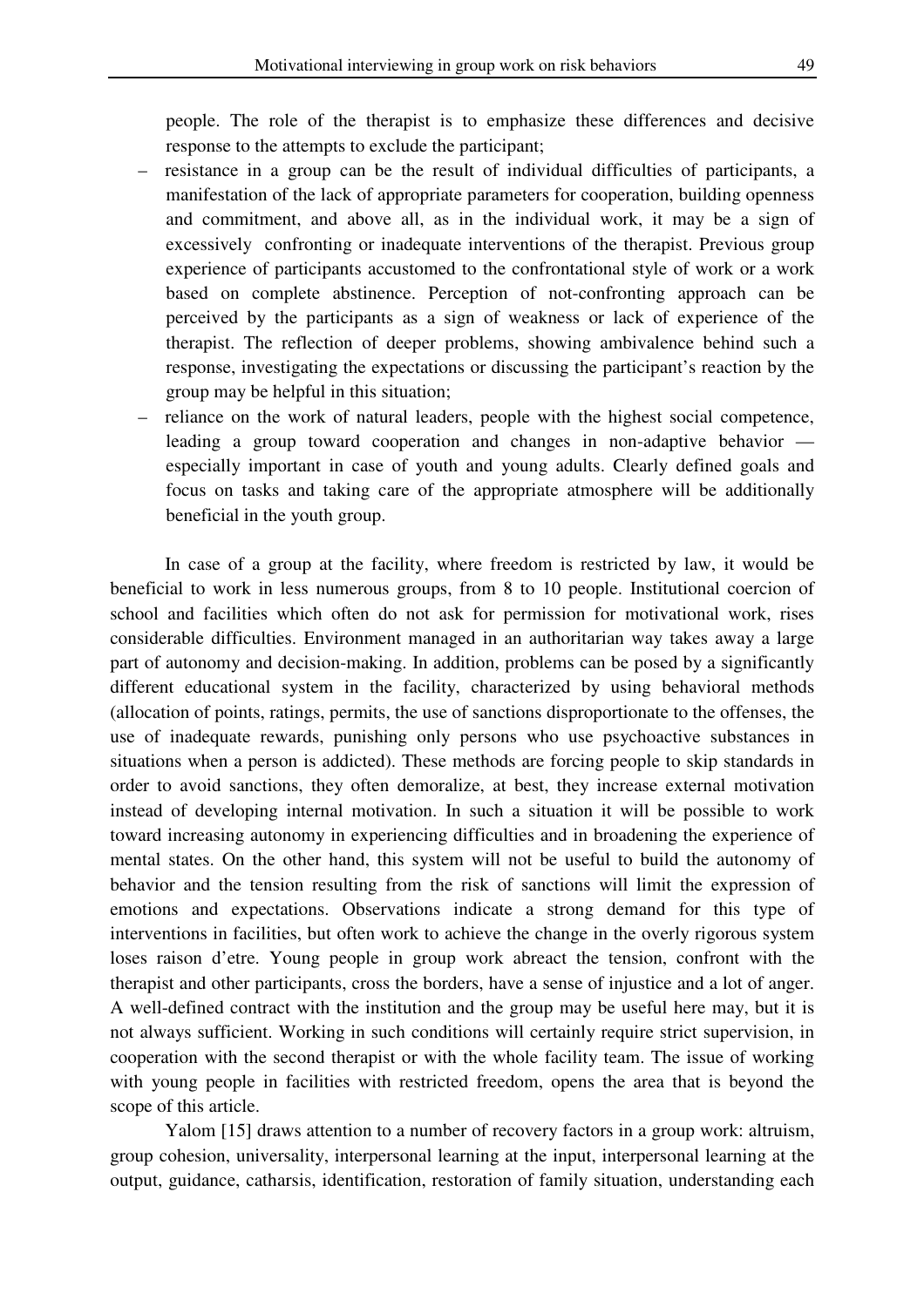people. The role of the therapist is to emphasize these differences and decisive response to the attempts to exclude the participant;

- resistance in a group can be the result of individual difficulties of participants, a manifestation of the lack of appropriate parameters for cooperation, building openness and commitment, and above all, as in the individual work, it may be a sign of excessively confronting or inadequate interventions of the therapist. Previous group experience of participants accustomed to the confrontational style of work or a work based on complete abstinence. Perception of not-confronting approach can be perceived by the participants as a sign of weakness or lack of experience of the therapist. The reflection of deeper problems, showing ambivalence behind such a response, investigating the expectations or discussing the participant's reaction by the group may be helpful in this situation;
- reliance on the work of natural leaders, people with the highest social competence, leading a group toward cooperation and changes in non-adaptive behavior — especially important in case of youth and young adults. Clearly defined goals and focus on tasks and taking care of the appropriate atmosphere will be additionally beneficial in the youth group.

In case of a group at the facility, where freedom is restricted by law, it would be beneficial to work in less numerous groups, from 8 to 10 people. Institutional coercion of school and facilities which often do not ask for permission for motivational work, rises considerable difficulties. Environment managed in an authoritarian way takes away a large part of autonomy and decision-making. In addition, problems can be posed by a significantly different educational system in the facility, characterized by using behavioral methods (allocation of points, ratings, permits, the use of sanctions disproportionate to the offenses, the use of inadequate rewards, punishing only persons who use psychoactive substances in situations when a person is addicted). These methods are forcing people to skip standards in order to avoid sanctions, they often demoralize, at best, they increase external motivation instead of developing internal motivation. In such a situation it will be possible to work toward increasing autonomy in experiencing difficulties and in broadening the experience of mental states. On the other hand, this system will not be useful to build the autonomy of behavior and the tension resulting from the risk of sanctions will limit the expression of emotions and expectations. Observations indicate a strong demand for this type of interventions in facilities, but often work to achieve the change in the overly rigorous system loses raison d'etre. Young people in group work abreact the tension, confront with the therapist and other participants, cross the borders, have a sense of injustice and a lot of anger. A well-defined contract with the institution and the group may be useful here may, but it is not always sufficient. Working in such conditions will certainly require strict supervision, in cooperation with the second therapist or with the whole facility team. The issue of working with young people in facilities with restricted freedom, opens the area that is beyond the scope of this article.

Yalom [15] draws attention to a number of recovery factors in a group work: altruism, group cohesion, universality, interpersonal learning at the input, interpersonal learning at the output, guidance, catharsis, identification, restoration of family situation, understanding each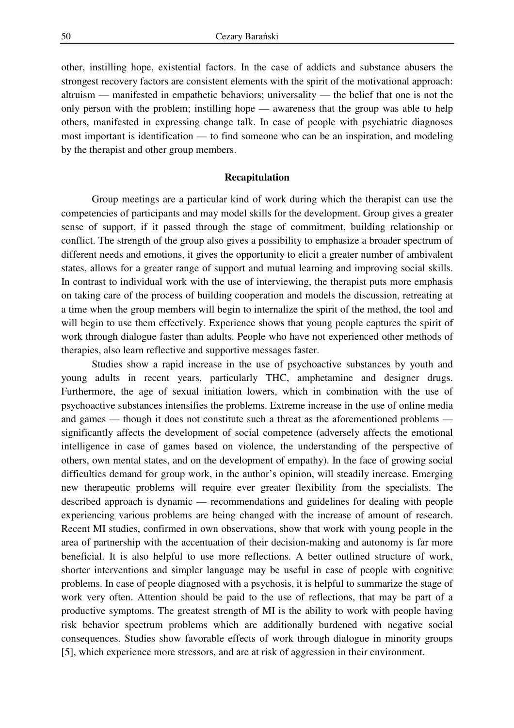other, instilling hope, existential factors. In the case of addicts and substance abusers the strongest recovery factors are consistent elements with the spirit of the motivational approach: altruism — manifested in empathetic behaviors; universality — the belief that one is not the only person with the problem; instilling hope — awareness that the group was able to help others, manifested in expressing change talk. In case of people with psychiatric diagnoses most important is identification — to find someone who can be an inspiration, and modeling by the therapist and other group members.

## Recapitulation

Group meetings are a particular kind of work during which the therapist can use the competencies of participants and may model skills for the development. Group gives a greater sense of support, if it passed through the stage of commitment, building relationship or conflict. The strength of the group also gives a possibility to emphasize a broader spectrum of different needs and emotions, it gives the opportunity to elicit a greater number of ambivalent states, allows for a greater range of support and mutual learning and improving social skills. In contrast to individual work with the use of interviewing, the therapist puts more emphasis on taking care of the process of building cooperation and models the discussion, retreating at a time when the group members will begin to internalize the spirit of the method, the tool and will begin to use them effectively. Experience shows that young people captures the spirit of work through dialogue faster than adults. People who have not experienced other methods of therapies, also learn reflective and supportive messages faster.

Studies show a rapid increase in the use of psychoactive substances by youth and young adults in recent years, particularly THC, amphetamine and designer drugs. Furthermore, the age of sexual initiation lowers, which in combination with the use of psychoactive substances intensifies the problems. Extreme increase in the use of online media and games — though it does not constitute such a threat as the aforementioned problems — significantly affects the development of social competence (adversely affects the emotional intelligence in case of games based on violence, the understanding of the perspective of others, own mental states, and on the development of empathy). In the face of growing social difficulties demand for group work, in the author's opinion, will steadily increase. Emerging new therapeutic problems will require ever greater flexibility from the specialists. The described approach is dynamic — recommendations and guidelines for dealing with people experiencing various problems are being changed with the increase of amount of research. Recent MI studies, confirmed in own observations, show that work with young people in the area of partnership with the accentuation of their decision-making and autonomy is far more beneficial. It is also helpful to use more reflections. A better outlined structure of work, shorter interventions and simpler language may be useful in case of people with cognitive problems. In case of people diagnosed with a psychosis, it is helpful to summarize the stage of work very often. Attention should be paid to the use of reflections, that may be part of a productive symptoms. The greatest strength of MI is the ability to work with people having risk behavior spectrum problems which are additionally burdened with negative social consequences. Studies show favorable effects of work through dialogue in minority groups [5], which experience more stressors, and are at risk of aggression in their environment.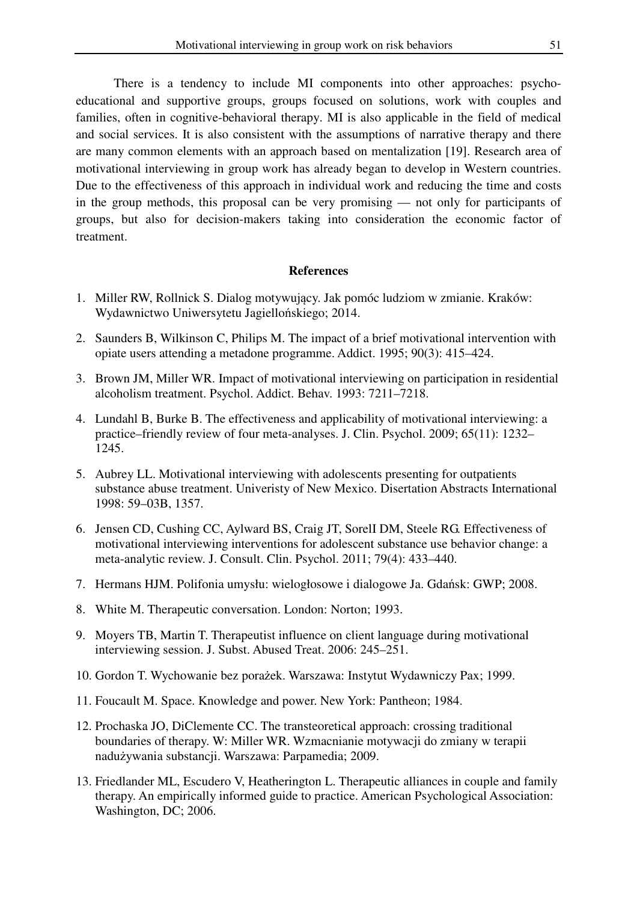There is a tendency to include MI components into other approaches: psycho-educational and supportive groups, groups focused on solutions, work with couples and families, often in cognitive-behavioral therapy. MI is also applicable in the field of medical and social services. It is also consistent with the assumptions of narrative therapy and there are many common elements with an approach based on mentalization [19]. Research area of motivational interviewing in group work has already began to develop in Western countries. Due to the effectiveness of this approach in individual work and reducing the time and costs in the group methods, this proposal can be very promising — not only for participants of groups, but also for decision-makers taking into consideration the economic factor of treatment.

## References

1. Miller RW, Rollnick S. Dialog motywujący. Jak pomóc ludziom w zmianie. Kraków: Wydawnictwo Uniwersytetu Jagiellońskiego; 2014.
2. Saunders B, Wilkinson C, Philips M. The impact of a brief motivational intervention with opiate users attending a metadone programme. Addict. 1995; 90(3): 415–424.
3. Brown JM, Miller WR. Impact of motivational interviewing on participation in residential alcoholism treatment. Psychol. Addict. Behav. 1993: 7211–7218.
4. Lundahl B, Burke B. The effectiveness and applicability of motivational interviewing: a practice–friendly review of four meta-analyses. J. Clin. Psychol. 2009; 65(11): 1232–1245.
5. Aubrey LL. Motivational interviewing with adolescents presenting for outpatients substance abuse treatment. Univeristy of New Mexico. Disertation Abstracts International 1998: 59–03B, 1357.
6. Jensen CD, Cushing CC, Aylward BS, Craig JT, SorelI DM, Steele RG. Effectiveness of motivational interviewing interventions for adolescent substance use behavior change: a meta-analytic review. J. Consult. Clin. Psychol. 2011; 79(4): 433–440.
7. Hermans HJM. Polifonia umysłu: wielogłosowe i dialogowe Ja. Gdańsk: GWP; 2008.
8. White M. Therapeutic conversation. London: Norton; 1993.
9. Moyers TB, Martin T. Therapeutist influence on client language during motivational interviewing session. J. Subst. Abused Treat. 2006: 245–251.
10. Gordon T. Wychowanie bez porażek. Warszawa: Instytut Wydawniczy Pax; 1999.
11. Foucault M. Space. Knowledge and power. New York: Pantheon; 1984.
12. Prochaska JO, DiClemente CC. The transteoretical approach: crossing traditional boundaries of therapy. W: Miller WR. Wzmacnianie motywacji do zmiany w terapii nadużywania substancji. Warszawa: Parpamedia; 2009.
13. Friedlander ML, Escudero V, Heatherington L. Therapeutic alliances in couple and family therapy. An empirically informed guide to practice. American Psychological Association: Washington, DC; 2006.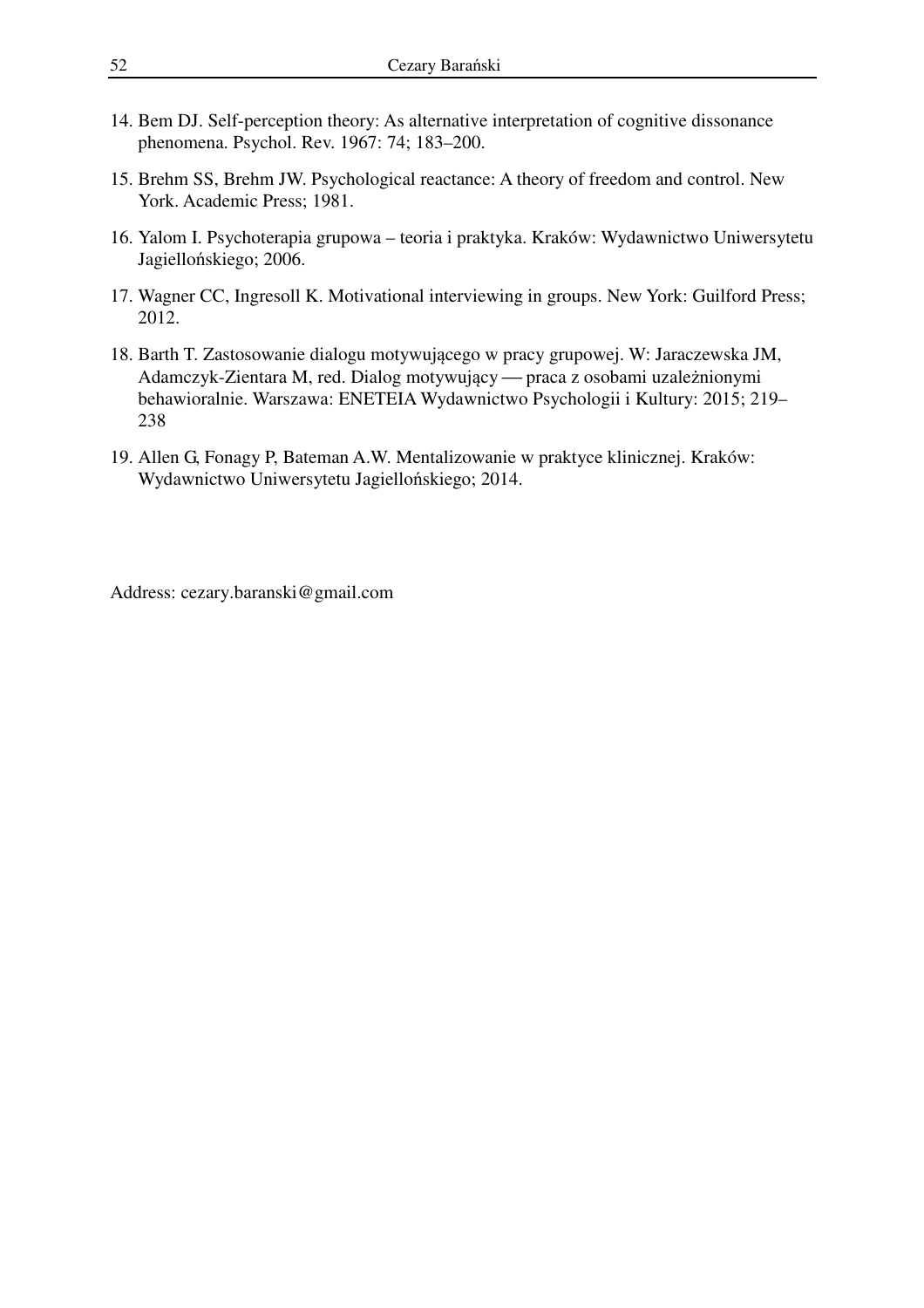14. Bem DJ. Self-perception theory: As alternative interpretation of cognitive dissonance phenomena. Psychol. Rev. 1967: 74; 183–200.

15. Brehm SS, Brehm JW. Psychological reactance: A theory of freedom and control. New York. Academic Press; 1981.

16. Yalom I. Psychoterapia grupowa – teoria i praktyka. Kraków: Wydawnictwo Uniwersytetu Jagiellońskiego; 2006.

17. Wagner CC, Ingresoll K. Motivational interviewing in groups. New York: Guilford Press; 2012.

18. Barth T. Zastosowanie dialogu motywującego w pracy grupowej. W: Jaraczewska JM, Adamczyk-Zientara M, red. Dialog motywujący — praca z osobami uzależnionymi behawioralnie. Warszawa: ENETEIA Wydawnictwo Psychologii i Kultury: 2015; 219–238

19. Allen G, Fonagy P, Bateman A.W. Mentalizowanie w praktyce klinicznej. Kraków: Wydawnictwo Uniwersytetu Jagiellońskiego; 2014.

Address: cezary.baranski@gmail.com